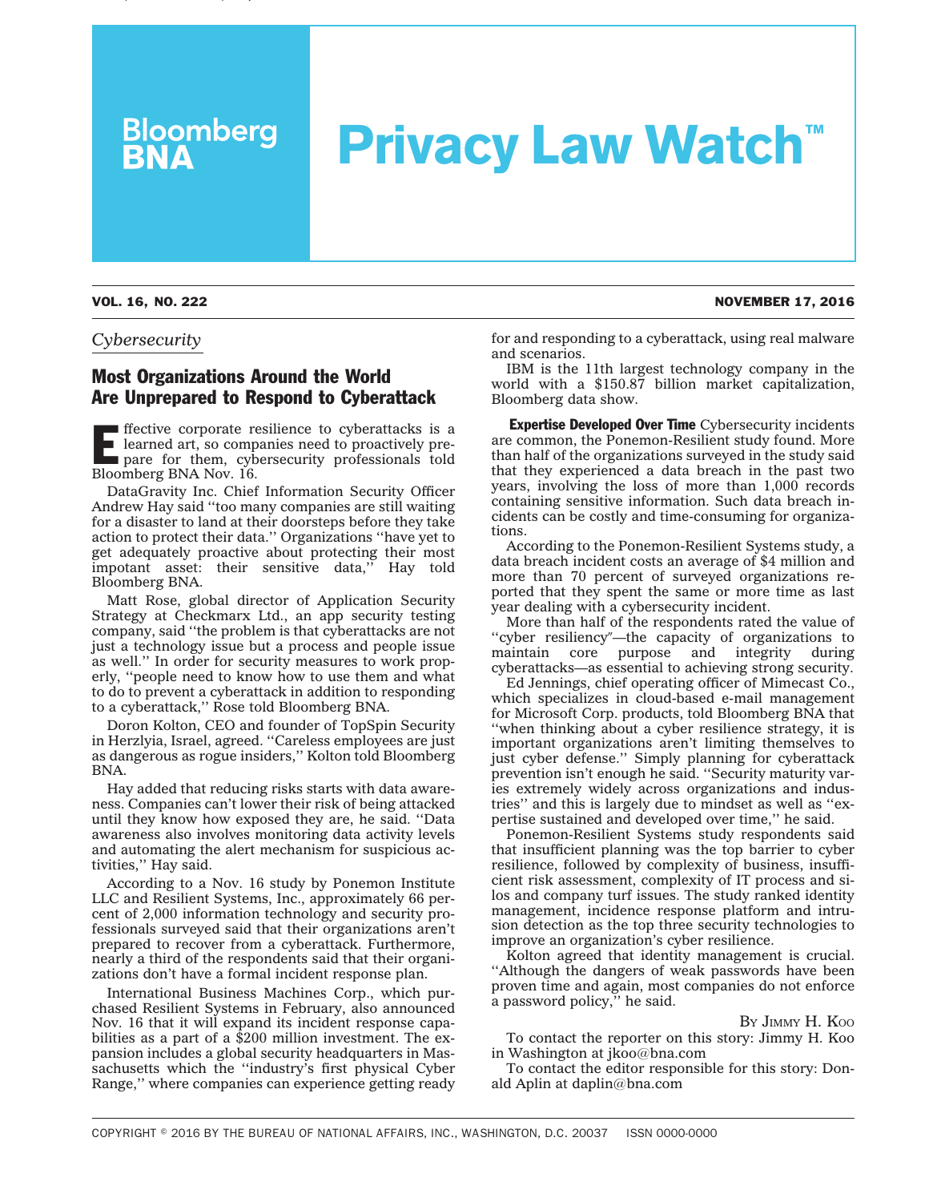# Bloomberg BNA Privacy Law Watch™

**VOL. 16, NO. 222** **NOVEMBER 17, 2016**

*Cybersecurity*

## Most Organizations Around the World Are Unprepared to Respond to Cyberattack

Effective corporate resilience to cyberattacks is a learned art, so companies need to proactively prepare for them, cybersecurity professionals told Bloomberg BNA Nov. 16.

DataGravity Inc. Chief Information Security Officer Andrew Hay said ''too many companies are still waiting for a disaster to land at their doorsteps before they take action to protect their data.'' Organizations ''have yet to get adequately proactive about protecting their most impotant asset: their sensitive data,'' Hay told Bloomberg BNA.

Matt Rose, global director of Application Security Strategy at Checkmarx Ltd., an app security testing company, said ''the problem is that cyberattacks are not just a technology issue but a process and people issue as well.'' In order for security measures to work properly, ''people need to know how to use them and what to do to prevent a cyberattack in addition to responding to a cyberattack,'' Rose told Bloomberg BNA.

Doron Kolton, CEO and founder of TopSpin Security in Herzlyia, Israel, agreed. ''Careless employees are just as dangerous as rogue insiders,'' Kolton told Bloomberg BNA.

Hay added that reducing risks starts with data awareness. Companies can't lower their risk of being attacked until they know how exposed they are, he said. ''Data awareness also involves monitoring data activity levels and automating the alert mechanism for suspicious activities,'' Hay said.

According to a Nov. 16 study by Ponemon Institute LLC and Resilient Systems, Inc., approximately 66 percent of 2,000 information technology and security professionals surveyed said that their organizations aren't prepared to recover from a cyberattack. Furthermore, nearly a third of the respondents said that their organizations don't have a formal incident response plan.

International Business Machines Corp., which purchased Resilient Systems in February, also announced Nov. 16 that it will expand its incident response capabilities as a part of a $200 million investment. The expansion includes a global security headquarters in Massachusetts which the ''industry's first physical Cyber Range,'' where companies can experience getting ready for and responding to a cyberattack, using real malware and scenarios.

IBM is the 11th largest technology company in the world with a $150.87 billion market capitalization, Bloomberg data show.

**Expertise Developed Over Time** Cybersecurity incidents are common, the Ponemon-Resilient study found. More than half of the organizations surveyed in the study said that they experienced a data breach in the past two years, involving the loss of more than 1,000 records containing sensitive information. Such data breach incidents can be costly and time-consuming for organizations.

According to the Ponemon-Resilient Systems study, a data breach incident costs an average of $4 million and more than 70 percent of surveyed organizations reported that they spent the same or more time as last year dealing with a cybersecurity incident.

More than half of the respondents rated the value of ''cyber resiliency''—the capacity of organizations to maintain core purpose and integrity during cyberattacks—as essential to achieving strong security.

Ed Jennings, chief operating officer of Mimecast Co., which specializes in cloud-based e-mail management for Microsoft Corp. products, told Bloomberg BNA that ''when thinking about a cyber resilience strategy, it is important organizations aren't limiting themselves to just cyber defense.'' Simply planning for cyberattack prevention isn't enough he said. ''Security maturity varies extremely widely across organizations and industries'' and this is largely due to mindset as well as ''expertise sustained and developed over time,'' he said.

Ponemon-Resilient Systems study respondents said that insufficient planning was the top barrier to cyber resilience, followed by complexity of business, insufficient risk assessment, complexity of IT process and silos and company turf issues. The study ranked identity management, incidence response platform and intrusion detection as the top three security technologies to improve an organization's cyber resilience.

Kolton agreed that identity management is crucial. ''Although the dangers of weak passwords have been proven time and again, most companies do not enforce a password policy,'' he said.

By Jimmy H. Koo

To contact the reporter on this story: Jimmy H. Koo in Washington at jkoo@bna.com

To contact the editor responsible for this story: Donald Aplin at daplin@bna.com

COPYRIGHT © 2016 BY THE BUREAU OF NATIONAL AFFAIRS, INC., WASHINGTON, D.C. 20037 ISSN 0000-0000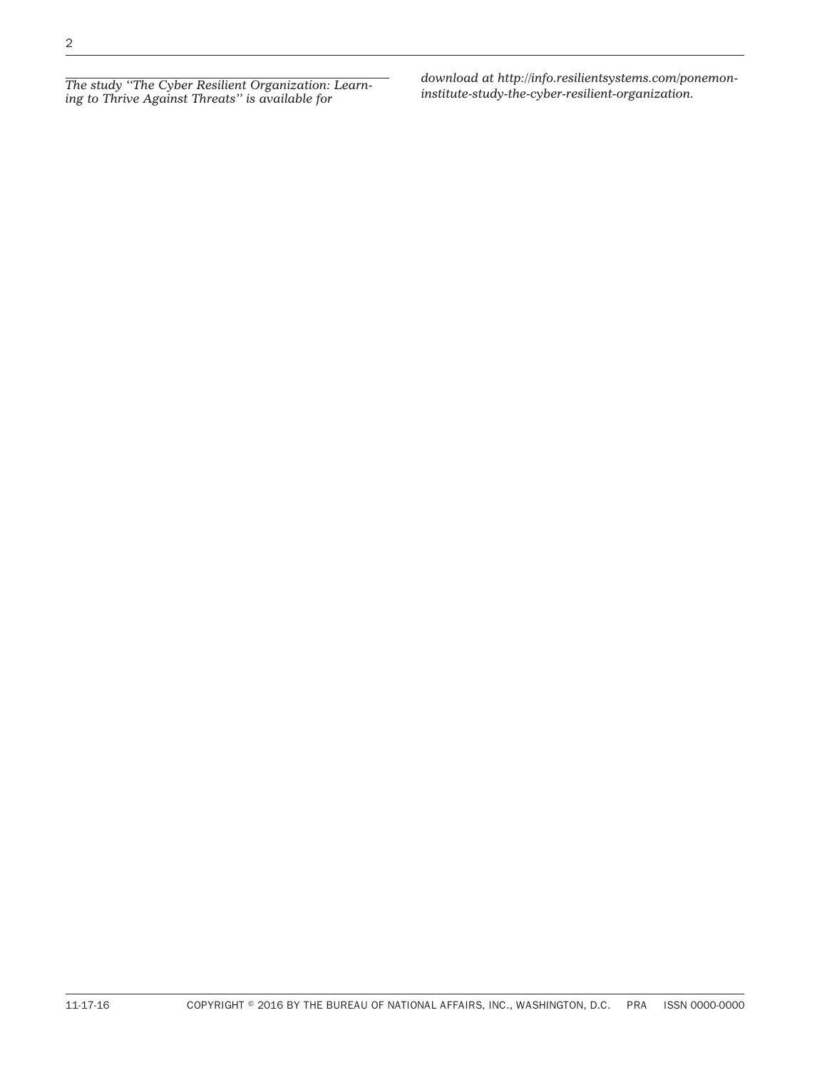*The study "The Cyber Resilient Organization: Learning to Thrive Against Threats" is available for download at http://info.resilientsystems.com/ponemon-institute-study-the-cyber-resilient-organization.*